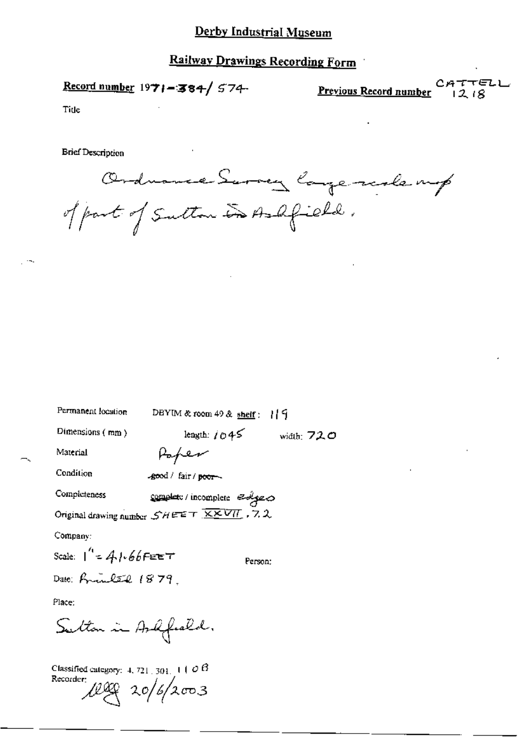# Derby Industrial Museum

## Railway Drawings Recording Form

**Record number** 1971-384/574

**Previous Record number** CATTELL 1218

Title

Brief Description

Ordnance Survey large scale map of part of Sutton in Ashfield.

Permanent location DBYIM & room 49 & shelf: 119

Dimensions (mm) length: 1045 width: 720

Material Paper

Condition good / fair / ~~poor~~

Completeness complete / incomplete edges

Original drawing number SHEET XXVII. 7.2

Company:

Scale: 1" = 41.66 FEET

Person:

Date: Printed 1879.

Place:

Sutton in Ashfield.

Classified category: 4. 721. 301. 110B

Recorder: [initials] 20/6/2003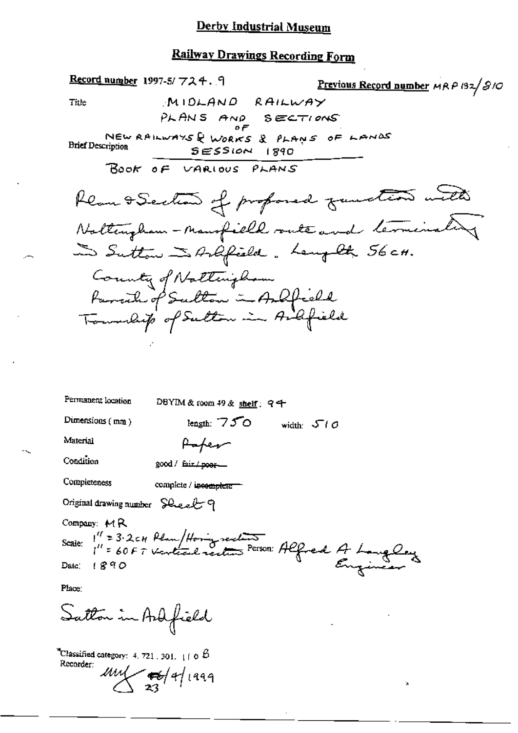# Derby Industrial Museum

## Railway Drawings Recording Form

**Record number** 1997-5/ 724. 9 **Previous Record number** MRP 132/810

Title MIDLAND RAILWAY

PLANS AND SECTIONS OF NEW RAILWAYS & WORKS & PLANS OF LANDS SESSION 1890

Brief Description

BOOK OF VARIOUS PLANS

Plan & Section of proposed junction with Nottingham - Mansfield route and terminating in Sutton in Ashfield. Length 56 CH.

County of Nottingham
Parish of Sutton in Ashfield
Township of Sutton in Ashfield

Permanent location DBYIM & room 49 & shelf: 94

Dimensions (mm) length: 750 width: 510

Material Paper

Condition good / ~~fair / poor~~

Completeness complete / ~~incomplete~~

Original drawing number Sheet 9

Company: MR

Scale: 1" = 3.2 CH Plan/Horizontal section; 1" = 60 FT Vertical section

Person: Alfred A Langley Engineer

Date: 1890

Place:

Sutton in Ashfield

*Classified category: 4. 721. 301. 110 B

Recorder: ~~16~~ 23/4/1999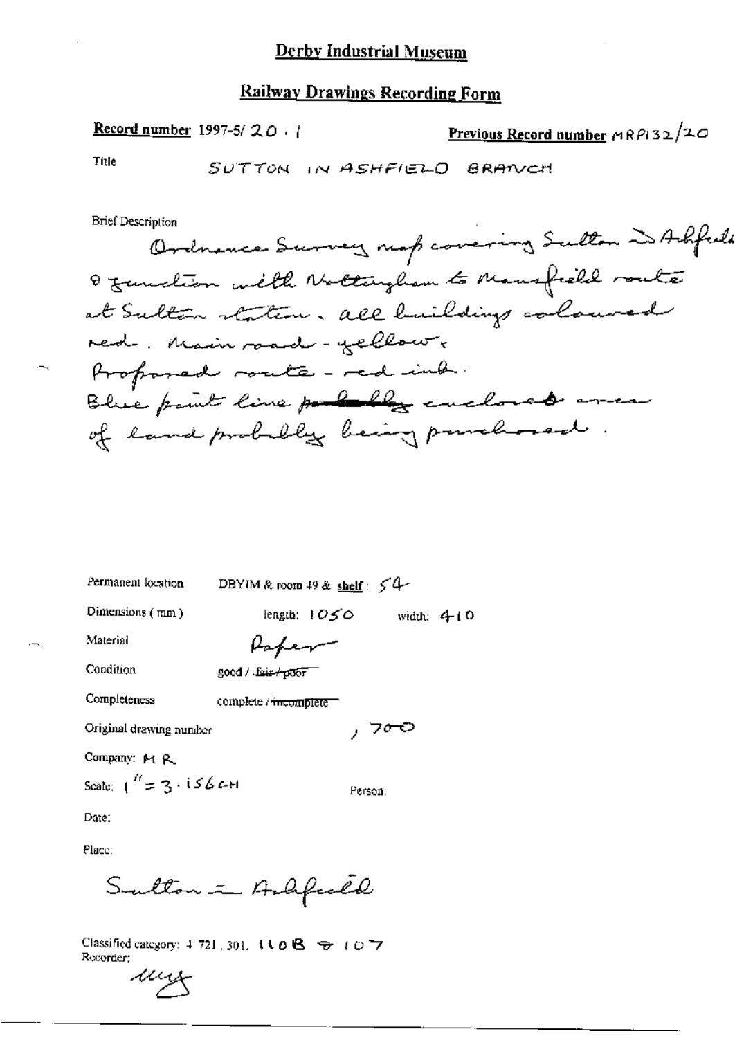# Derby Industrial Museum

## Railway Drawings Recording Form

**Record number** 1997-5/ 20 . 1

**Previous Record number** MRP132/20

Title: SUTTON IN ASHFIELD BRANCH

Brief Description

Ordnance Survey map covering Sutton in Ashfield & junction with Nottingham to Mansfield route at Sutton station. All buildings coloured red. Main road - yellow. Proposed route - red ink. Blue paint line ~~probably~~ enclosed area of land probably being purchased.

Permanent location: DBYIM & room 49 & **shelf**: 54

Dimensions (mm): length: 1050 width: 410

Material: Paper

Condition: good / ~~fair / poor~~

Completeness: complete / ~~incomplete~~

Original drawing number: , 700

Company: M R

Scale: 1" = 3.156 CH

Person:

Date:

Place:

Sutton in Ashfield

Classified category: 4.721.301. 110B & 107

Recorder:

mg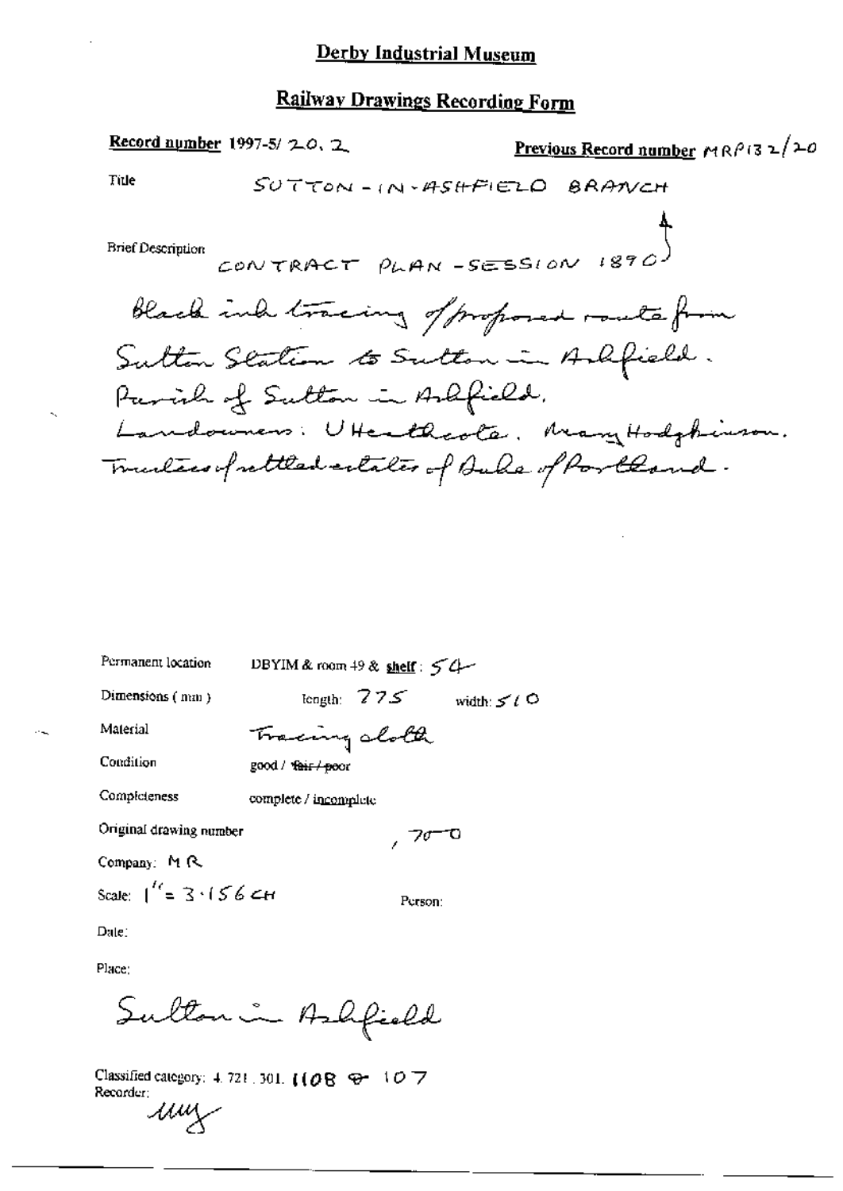# Derby Industrial Museum

## Railway Drawings Recording Form

**Record number** 1997-5/ 20. 2

**Previous Record number** MRP132/20

Title: SUTTON-IN-ASHFIELD BRANCH

Brief Description: CONTRACT PLAN - SESSION 1890

Black ink tracing of proposed route from Sutton Station to Sutton in Ashfield. Parish of Sutton in Ashfield. Landowners: U Heathcote. Mary Hodgkinson. Trustees of settled estates of Duke of Portland.

Permanent location: DBYIM & room 49 & **shelf**: 54

Dimensions (mm): length: 775 width: 510

Material: Tracing cloth

Condition: good / ~~fair / poor~~

Completeness: complete / incomplete

Original drawing number: , 700

Company: MR

Scale: 1" = 3·156 CH

Person:

Date:

Place: Sutton in Ashfield

Classified category: 4. 721. 301. 1108 & 107

Recorder: uuy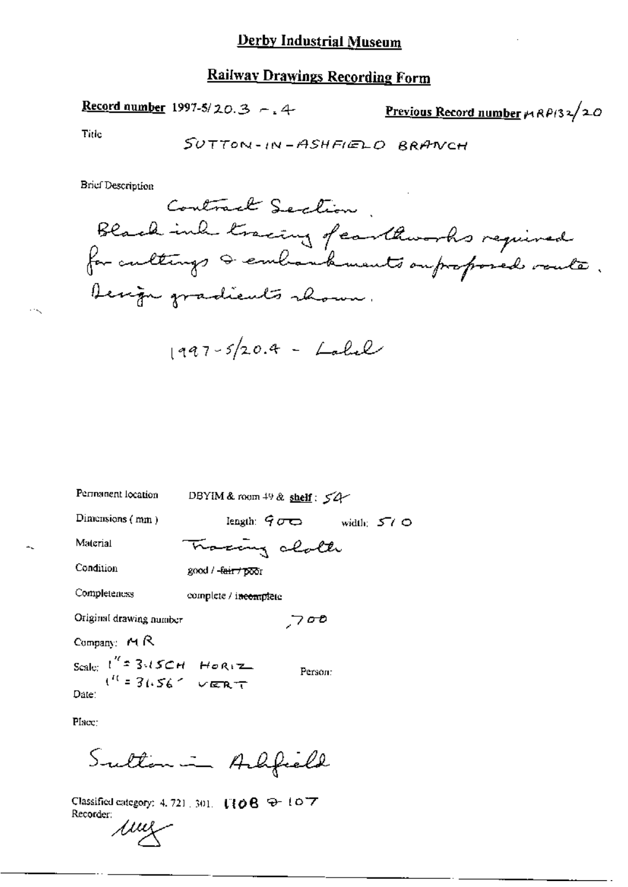# Derby Industrial Museum

## Railway Drawings Recording Form

**Record number** 1997-5/20.3 - .4

**Previous Record number** MRP132/20

Title

SUTTON-IN-ASHFIELD BRANCH

Brief Description

Contract Section.
Black ink tracing of earthworks required for cuttings & embankments on proposed route.
Design gradients shown.

1997-5/20.4 - Label

Permanent location: DBYIM & room 49 & **shelf**: 54

Dimensions (mm): length: 900 width: 510

Material: Tracing cloth

Condition: good / ~~fair / poor~~

Completeness: complete / ~~incomplete~~

Original drawing number: 700

Company: MR

Scale: 1" = 3.15CH HORIZ
1" = 31.56' VERT

Person:

Date:

Place:

Sutton in Ashfield

Classified category: 4.721.301. 1108 & 107

Recorder: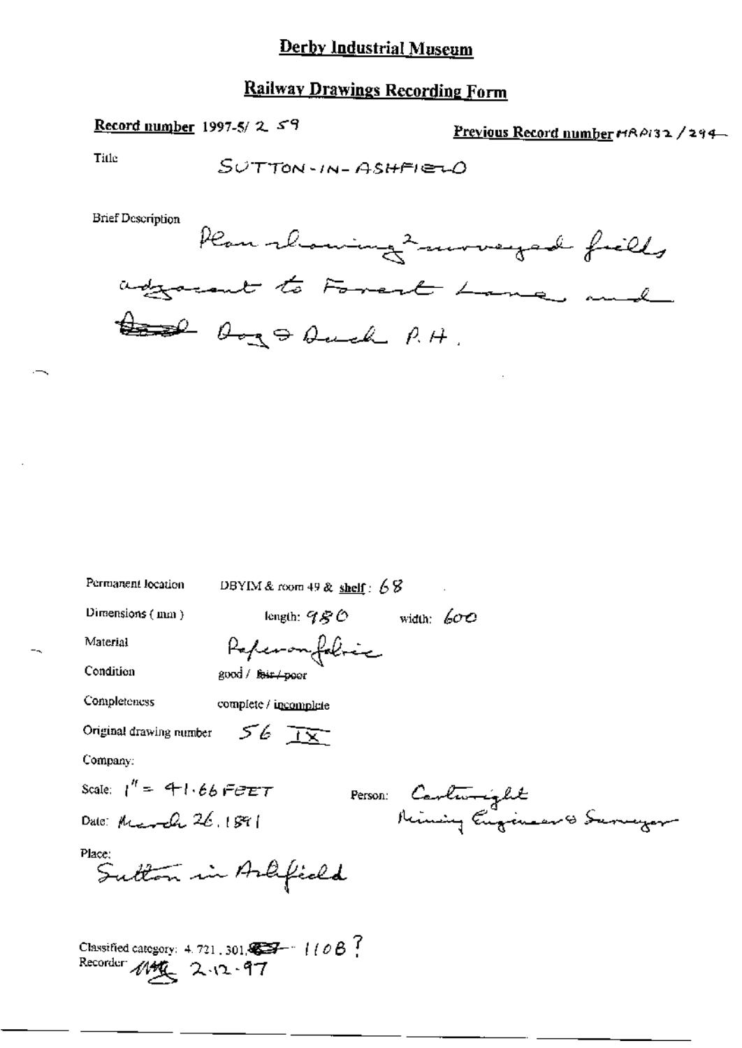# Derby Industrial Museum

## Railway Drawings Recording Form

**Record number** 1997-5/ 2 59

**Previous Record number** MRP132 / 294

Title SUTTON-IN-ASHFIELD

Brief Description
Plan showing 2 surveyed fields adjacent to Forest Lane and ~~Dog~~ Dog & Duck P.H.

Permanent location DBYIM & room 49 & **shelf**: 68

Dimensions (mm) length: 980 width: 600

Material Paper on fabric

Condition good / ~~fair / poor~~

Completeness complete / incomplete

Original drawing number 56 IX

Company:

Scale: 1" = 41.66 FEET

Person: Cartwright Mining Engineer & Surveyor

Date: March 26, 1891

Place: Sutton in Ashfield

Classified category: 4.721.301.~~~~ 110B ?

Recorder: MMG 2.12.97